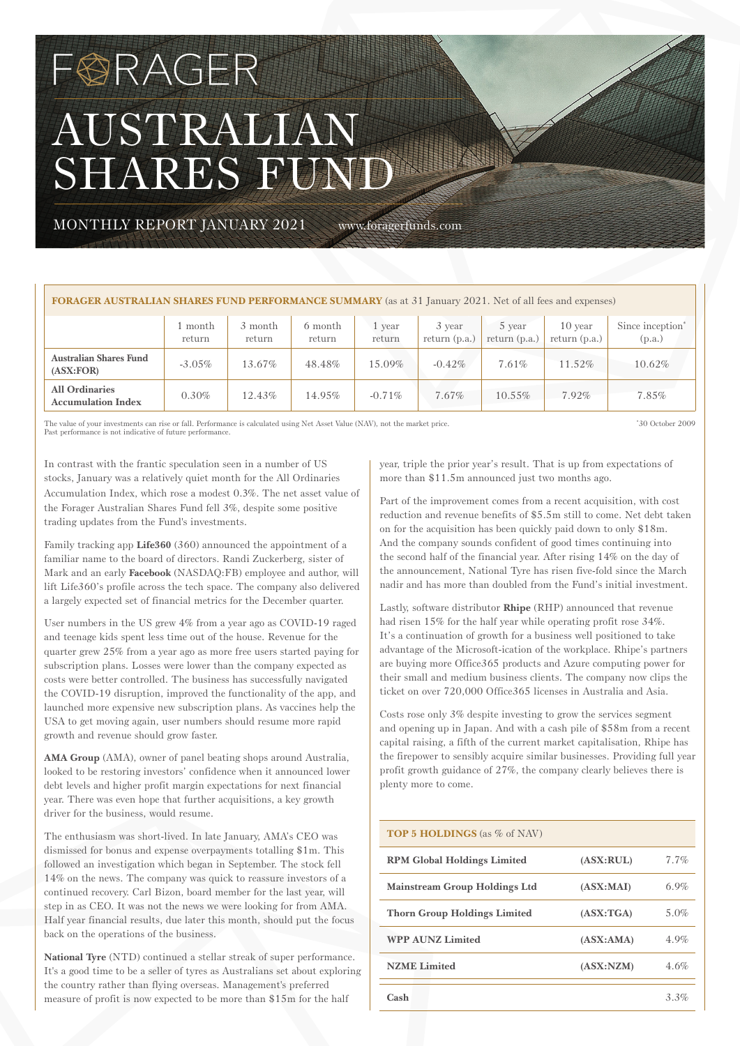# FORAGER

# AUSTRALIAN SHARES FUND

MONTHLY REPORT JANUARY 2021 www.foragerfunds.com

**FORAGER AUSTRALIAN SHARES FUND PERFORMANCE SUMMARY** (as at 31 January 2021. Net of all fees and expenses)

| | 1 month return | 3 month return | 6 month return | 1 year return | 3 year return (p.a.) | 5 year return (p.a.) | 10 year return (p.a.) | Since inception* (p.a.) |
|---|---|---|---|---|---|---|---|---|
| **Australian Shares Fund (ASX:FOR)** | -3.05% | 13.67% | 48.48% | 15.09% | -0.42% | 7.61% | 11.52% | 10.62% |
| **All Ordinaries Accumulation Index** | 0.30% | 12.43% | 14.95% | -0.71% | 7.67% | 10.55% | 7.92% | 7.85% |

The value of your investments can rise or fall. Performance is calculated using Net Asset Value (NAV), not the market price. Past performance is not indicative of future performance.

*30 October 2009

In contrast with the frantic speculation seen in a number of US stocks, January was a relatively quiet month for the All Ordinaries Accumulation Index, which rose a modest 0.3%. The net asset value of the Forager Australian Shares Fund fell 3%, despite some positive trading updates from the Fund's investments.

Family tracking app **Life360** (360) announced the appointment of a familiar name to the board of directors. Randi Zuckerberg, sister of Mark and an early **Facebook** (NASDAQ:FB) employee and author, will lift Life360's profile across the tech space. The company also delivered a largely expected set of financial metrics for the December quarter.

User numbers in the US grew 4% from a year ago as COVID-19 raged and teenage kids spent less time out of the house. Revenue for the quarter grew 25% from a year ago as more free users started paying for subscription plans. Losses were lower than the company expected as costs were better controlled. The business has successfully navigated the COVID-19 disruption, improved the functionality of the app, and launched more expensive new subscription plans. As vaccines help the USA to get moving again, user numbers should resume more rapid growth and revenue should grow faster.

**AMA Group** (AMA), owner of panel beating shops around Australia, looked to be restoring investors' confidence when it announced lower debt levels and higher profit margin expectations for next financial year. There was even hope that further acquisitions, a key growth driver for the business, would resume.

The enthusiasm was short-lived. In late January, AMA's CEO was dismissed for bonus and expense overpayments totalling $1m. This followed an investigation which began in September. The stock fell 14% on the news. The company was quick to reassure investors of a continued recovery. Carl Bizon, board member for the last year, will step in as CEO. It was not the news we were looking for from AMA. Half year financial results, due later this month, should put the focus back on the operations of the business.

**National Tyre** (NTD) continued a stellar streak of super performance. It's a good time to be a seller of tyres as Australians set about exploring the country rather than flying overseas. Management's preferred measure of profit is now expected to be more than $15m for the half year, triple the prior year's result. That is up from expectations of more than $11.5m announced just two months ago.

Part of the improvement comes from a recent acquisition, with cost reduction and revenue benefits of $5.5m still to come. Net debt taken on for the acquisition has been quickly paid down to only $18m. And the company sounds confident of good times continuing into the second half of the financial year. After rising 14% on the day of the announcement, National Tyre has risen five-fold since the March nadir and has more than doubled from the Fund's initial investment.

Lastly, software distributor **Rhipe** (RHP) announced that revenue had risen 15% for the half year while operating profit rose 34%. It's a continuation of growth for a business well positioned to take advantage of the Microsoft-ication of the workplace. Rhipe's partners are buying more Office365 products and Azure computing power for their small and medium business clients. The company now clips the ticket on over 720,000 Office365 licenses in Australia and Asia.

Costs rose only 3% despite investing to grow the services segment and opening up in Japan. And with a cash pile of $58m from a recent capital raising, a fifth of the current market capitalisation, Rhipe has the firepower to sensibly acquire similar businesses. Providing full year profit growth guidance of 27%, the company clearly believes there is plenty more to come.

**TOP 5 HOLDINGS** (as % of NAV)

| | | |
|---|---|---|
| **RPM Global Holdings Limited** | **(ASX:RUL)** | 7.7% |
| **Mainstream Group Holdings Ltd** | **(ASX:MAI)** | 6.9% |
| **Thorn Group Holdings Limited** | **(ASX:TGA)** | 5.0% |
| **WPP AUNZ Limited** | **(ASX:AMA)** | 4.9% |
| **NZME Limited** | **(ASX:NZM)** | 4.6% |
| **Cash** | | 3.3% |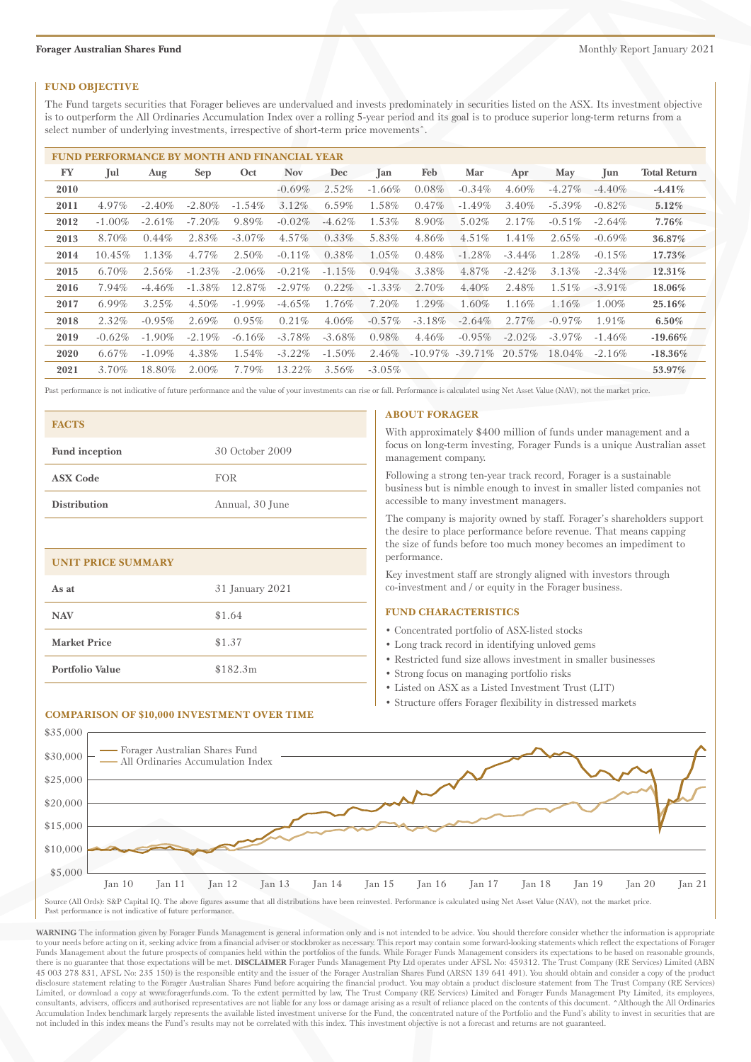**Forager Australian Shares Fund** Monthly Report January 2021

## FUND OBJECTIVE

The Fund targets securities that Forager believes are undervalued and invests predominately in securities listed on the ASX. Its investment objective is to outperform the All Ordinaries Accumulation Index over a rolling 5-year period and its goal is to produce superior long-term returns from a select number of underlying investments, irrespective of short-term price movements^.

## FUND PERFORMANCE BY MONTH AND FINANCIAL YEAR

| FY | Jul | Aug | Sep | Oct | Nov | Dec | Jan | Feb | Mar | Apr | May | Jun | Total Return |
|---|---|---|---|---|---|---|---|---|---|---|---|---|---|
| 2010 | | | | | -0.69% | 2.52% | -1.66% | 0.08% | -0.34% | 4.60% | -4.27% | -4.40% | **-4.41%** |
| 2011 | 4.97% | -2.40% | -2.80% | -1.54% | 3.12% | 6.59% | 1.58% | 0.47% | -1.49% | 3.40% | -5.39% | -0.82% | **5.12%** |
| 2012 | -1.00% | -2.61% | -7.20% | 9.89% | -0.02% | -4.62% | 1.53% | 8.90% | 5.02% | 2.17% | -0.51% | -2.64% | **7.76%** |
| 2013 | 8.70% | 0.44% | 2.83% | -3.07% | 4.57% | 0.33% | 5.83% | 4.86% | 4.51% | 1.41% | 2.65% | -0.69% | **36.87%** |
| 2014 | 10.45% | 1.13% | 4.77% | 2.50% | -0.11% | 0.38% | 1.05% | 0.48% | -1.28% | -3.44% | 1.28% | -0.15% | **17.73%** |
| 2015 | 6.70% | 2.56% | -1.23% | -2.06% | -0.21% | -1.15% | 0.94% | 3.38% | 4.87% | -2.42% | 3.13% | -2.34% | **12.31%** |
| 2016 | 7.94% | -4.46% | -1.38% | 12.87% | -2.97% | 0.22% | -1.33% | 2.70% | 4.40% | 2.48% | 1.51% | -3.91% | **18.06%** |
| 2017 | 6.99% | 3.25% | 4.50% | -1.99% | -4.65% | 1.76% | 7.20% | 1.29% | 1.60% | 1.16% | 1.16% | 1.00% | **25.16%** |
| 2018 | 2.32% | -0.95% | 2.69% | 0.95% | 0.21% | 4.06% | -0.57% | -3.18% | -2.64% | 2.77% | -0.97% | 1.91% | **6.50%** |
| 2019 | -0.62% | -1.90% | -2.19% | -6.16% | -3.78% | -3.68% | 0.98% | 4.46% | -0.95% | -2.02% | -3.97% | -1.46% | **-19.66%** |
| 2020 | 6.67% | -1.09% | 4.38% | 1.54% | -3.22% | -1.50% | 2.46% | -10.97% | -39.71% | 20.57% | 18.04% | -2.16% | **-18.36%** |
| 2021 | 3.70% | 18.80% | 2.00% | 7.79% | 13.22% | 3.56% | -3.05% | | | | | | **53.97%** |

Past performance is not indicative of future performance and the value of your investments can rise or fall. Performance is calculated using Net Asset Value (NAV), not the market price.

## FACTS

| | |
|---|---|
| **Fund inception** | 30 October 2009 |
| **ASX Code** | FOR |
| **Distribution** | Annual, 30 June |

## UNIT PRICE SUMMARY

| | |
|---|---|
| **As at** | 31 January 2021 |
| **NAV** | $1.64 |
| **Market Price** | $1.37 |
| **Portfolio Value** | $182.3m |

## ABOUT FORAGER

With approximately $400 million of funds under management and a focus on long-term investing, Forager Funds is a unique Australian asset management company.

Following a strong ten-year track record, Forager is a sustainable business but is nimble enough to invest in smaller listed companies not accessible to many investment managers.

The company is majority owned by staff. Forager's shareholders support the desire to place performance before revenue. That means capping the size of funds before too much money becomes an impediment to performance.

Key investment staff are strongly aligned with investors through co-investment and / or equity in the Forager business.

## FUND CHARACTERISTICS

- Concentrated portfolio of ASX-listed stocks
- Long track record in identifying unloved gems
- Restricted fund size allows investment in smaller businesses
- Strong focus on managing portfolio risks
- Listed on ASX as a Listed Investment Trust (LIT)
- Structure offers Forager flexibility in distressed markets

## COMPARISON OF $10,000 INVESTMENT OVER TIME

$35,000
$30,000
$25,000
$20,000
$15,000
$10,000
$5,000

Forager Australian Shares Fund
All Ordinaries Accumulation Index

Jan 10 Jan 11 Jan 12 Jan 13 Jan 14 Jan 15 Jan 16 Jan 17 Jan 18 Jan 19 Jan 20 Jan 21

Source (All Ords): S&P Capital IQ. The above figures assume that all distributions have been reinvested. Performance is calculated using Net Asset Value (NAV), not the market price. Past performance is not indicative of future performance.

**WARNING** The information given by Forager Funds Management is general information only and is not intended to be advice. You should therefore consider whether the information is appropriate to your needs before acting on it, seeking advice from a financial adviser or stockbroker as necessary. This report may contain some forward-looking statements which reflect the expectations of Forager Funds Management about the future prospects of companies held within the portfolios of the funds. While Forager Funds Management considers its expectations to be based on reasonable grounds, there is no guarantee that those expectations will be met. **DISCLAIMER** Forager Funds Management Pty Ltd operates under AFSL No: 459312. The Trust Company (RE Services) Limited (ABN 45 003 278 831, AFSL No: 235 150) is the responsible entity and the issuer of the Forager Australian Shares Fund (ARSN 139 641 491). You should obtain and consider a copy of the product disclosure statement relating to the Forager Australian Shares Fund before acquiring the financial product. You may obtain a product disclosure statement from The Trust Company (RE Services) Limited, or download a copy at www.foragerfunds.com. To the extent permitted by law, The Trust Company (RE Services) Limited and Forager Funds Management Pty Limited, its employees, consultants, advisers, officers and authorised representatives are not liable for any loss or damage arising as a result of reliance placed on the contents of this document. ^Although the All Ordinaries Accumulation Index benchmark largely represents the available listed investment universe for the Fund, the concentrated nature of the Portfolio and the Fund's ability to invest in securities that are not included in this index means the Fund's results may not be correlated with this index. This investment objective is not a forecast and returns are not guaranteed.